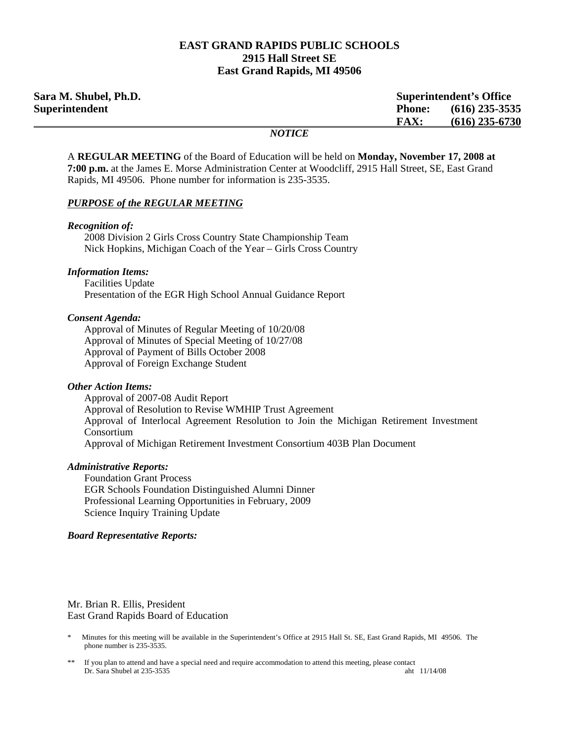# EAST GRAND RAPIDS PUBLIC SCHOOLS
## 2915 Hall Street SE
## East Grand Rapids, MI 49506

**Sara M. Shubel, Ph.D.**
**Superintendent**

**Superintendent's Office**
**Phone: (616) 235-3535**
**FAX: (616) 235-6730**

***NOTICE***

A **REGULAR MEETING** of the Board of Education will be held on **Monday, November 17, 2008 at 7:00 p.m.** at the James E. Morse Administration Center at Woodcliff, 2915 Hall Street, SE, East Grand Rapids, MI 49506. Phone number for information is 235-3535.

***PURPOSE of the REGULAR MEETING***

***Recognition of:***

2008 Division 2 Girls Cross Country State Championship Team
Nick Hopkins, Michigan Coach of the Year – Girls Cross Country

***Information Items:***

Facilities Update
Presentation of the EGR High School Annual Guidance Report

***Consent Agenda:***

Approval of Minutes of Regular Meeting of 10/20/08
Approval of Minutes of Special Meeting of 10/27/08
Approval of Payment of Bills October 2008
Approval of Foreign Exchange Student

***Other Action Items:***

Approval of 2007-08 Audit Report
Approval of Resolution to Revise WMHIP Trust Agreement
Approval of Interlocal Agreement Resolution to Join the Michigan Retirement Investment Consortium
Approval of Michigan Retirement Investment Consortium 403B Plan Document

***Administrative Reports:***

Foundation Grant Process
EGR Schools Foundation Distinguished Alumni Dinner
Professional Learning Opportunities in February, 2009
Science Inquiry Training Update

***Board Representative Reports:***

Mr. Brian R. Ellis, President
East Grand Rapids Board of Education

\* Minutes for this meeting will be available in the Superintendent's Office at 2915 Hall St. SE, East Grand Rapids, MI 49506. The phone number is 235-3535.

\*\* If you plan to attend and have a special need and require accommodation to attend this meeting, please contact Dr. Sara Shubel at 235-3535

aht 11/14/08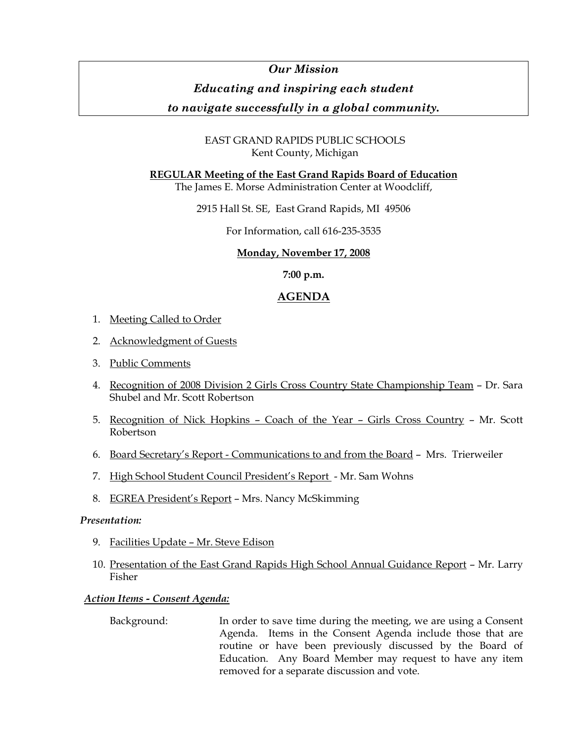***Our Mission***

***Educating and inspiring each student***

***to navigate successfully in a global community.***

EAST GRAND RAPIDS PUBLIC SCHOOLS
Kent County, Michigan

**REGULAR Meeting of the East Grand Rapids Board of Education**
The James E. Morse Administration Center at Woodcliff,

2915 Hall St. SE, East Grand Rapids, MI 49506

For Information, call 616-235-3535

**Monday, November 17, 2008**

**7:00 p.m.**

## AGENDA

1. Meeting Called to Order
2. Acknowledgment of Guests
3. Public Comments
4. Recognition of 2008 Division 2 Girls Cross Country State Championship Team – Dr. Sara Shubel and Mr. Scott Robertson
5. Recognition of Nick Hopkins – Coach of the Year – Girls Cross Country – Mr. Scott Robertson
6. Board Secretary's Report - Communications to and from the Board – Mrs. Trierweiler
7. High School Student Council President's Report - Mr. Sam Wohns
8. EGREA President's Report – Mrs. Nancy McSkimming

***Presentation:***

9. Facilities Update – Mr. Steve Edison
10. Presentation of the East Grand Rapids High School Annual Guidance Report – Mr. Larry Fisher

***Action Items - Consent Agenda:***

Background: In order to save time during the meeting, we are using a Consent Agenda. Items in the Consent Agenda include those that are routine or have been previously discussed by the Board of Education. Any Board Member may request to have any item removed for a separate discussion and vote.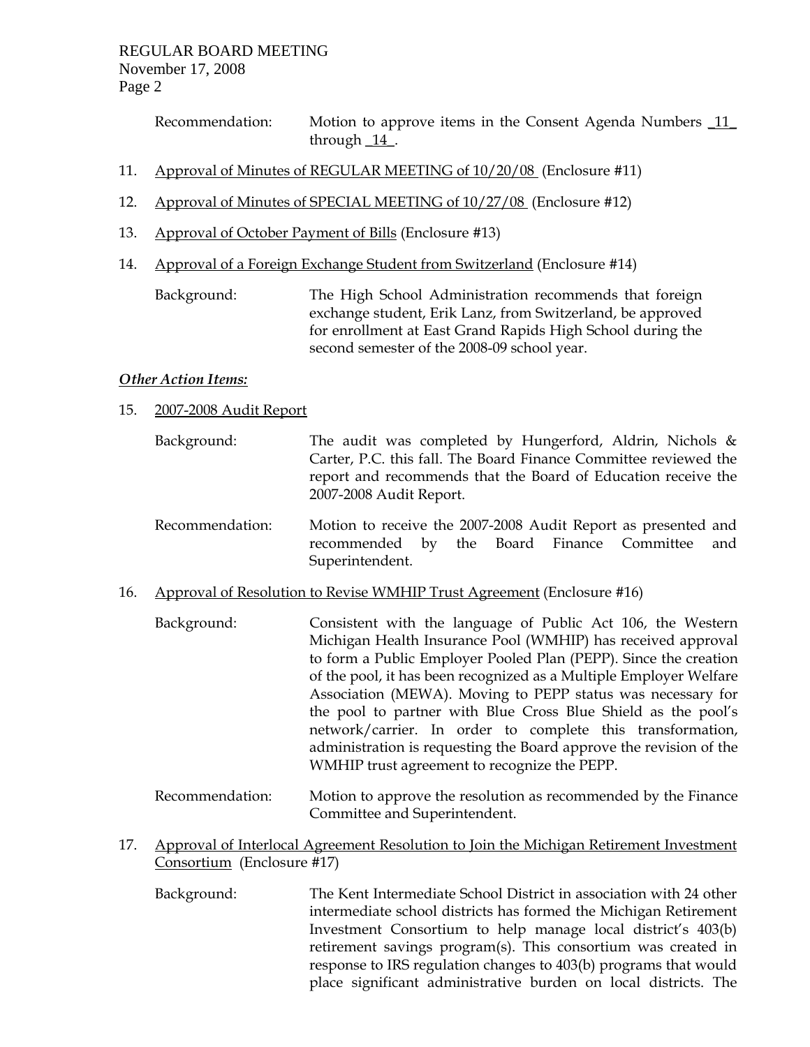Recommendation: Motion to approve items in the Consent Agenda Numbers _11_ through _14_.

11. Approval of Minutes of REGULAR MEETING of 10/20/08 (Enclosure #11)

12. Approval of Minutes of SPECIAL MEETING of 10/27/08 (Enclosure #12)

13. Approval of October Payment of Bills (Enclosure #13)

14. Approval of a Foreign Exchange Student from Switzerland (Enclosure #14)

    Background: The High School Administration recommends that foreign exchange student, Erik Lanz, from Switzerland, be approved for enrollment at East Grand Rapids High School during the second semester of the 2008-09 school year.

***Other Action Items:***

15. 2007-2008 Audit Report

    Background: The audit was completed by Hungerford, Aldrin, Nichols & Carter, P.C. this fall. The Board Finance Committee reviewed the report and recommends that the Board of Education receive the 2007-2008 Audit Report.

    Recommendation: Motion to receive the 2007-2008 Audit Report as presented and recommended by the Board Finance Committee and Superintendent.

16. Approval of Resolution to Revise WMHIP Trust Agreement (Enclosure #16)

    Background: Consistent with the language of Public Act 106, the Western Michigan Health Insurance Pool (WMHIP) has received approval to form a Public Employer Pooled Plan (PEPP). Since the creation of the pool, it has been recognized as a Multiple Employer Welfare Association (MEWA). Moving to PEPP status was necessary for the pool to partner with Blue Cross Blue Shield as the pool's network/carrier. In order to complete this transformation, administration is requesting the Board approve the revision of the WMHIP trust agreement to recognize the PEPP.

    Recommendation: Motion to approve the resolution as recommended by the Finance Committee and Superintendent.

17. Approval of Interlocal Agreement Resolution to Join the Michigan Retirement Investment Consortium (Enclosure #17)

    Background: The Kent Intermediate School District in association with 24 other intermediate school districts has formed the Michigan Retirement Investment Consortium to help manage local district's 403(b) retirement savings program(s). This consortium was created in response to IRS regulation changes to 403(b) programs that would place significant administrative burden on local districts. The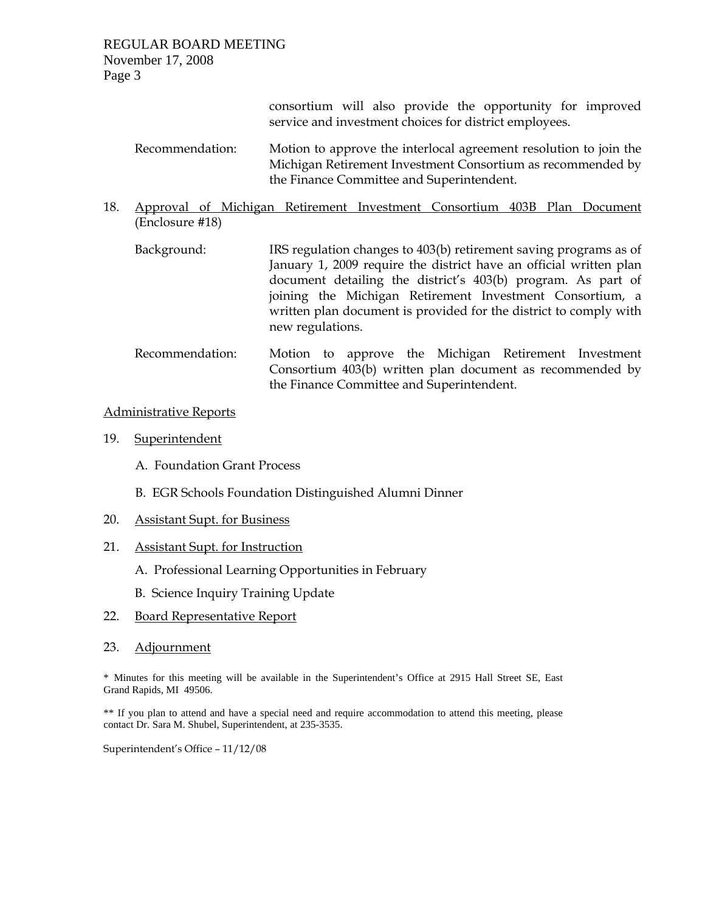consortium will also provide the opportunity for improved service and investment choices for district employees.

Recommendation: Motion to approve the interlocal agreement resolution to join the Michigan Retirement Investment Consortium as recommended by the Finance Committee and Superintendent.

18. Approval of Michigan Retirement Investment Consortium 403B Plan Document (Enclosure #18)

 Background: IRS regulation changes to 403(b) retirement saving programs as of January 1, 2009 require the district have an official written plan document detailing the district's 403(b) program. As part of joining the Michigan Retirement Investment Consortium, a written plan document is provided for the district to comply with new regulations.

 Recommendation: Motion to approve the Michigan Retirement Investment Consortium 403(b) written plan document as recommended by the Finance Committee and Superintendent.

## Administrative Reports

19. Superintendent

 A. Foundation Grant Process

 B. EGR Schools Foundation Distinguished Alumni Dinner

20. Assistant Supt. for Business

21. Assistant Supt. for Instruction

 A. Professional Learning Opportunities in February

 B. Science Inquiry Training Update

22. Board Representative Report

23. Adjournment

* Minutes for this meeting will be available in the Superintendent's Office at 2915 Hall Street SE, East Grand Rapids, MI 49506.

** If you plan to attend and have a special need and require accommodation to attend this meeting, please contact Dr. Sara M. Shubel, Superintendent, at 235-3535.

Superintendent's Office – 11/12/08